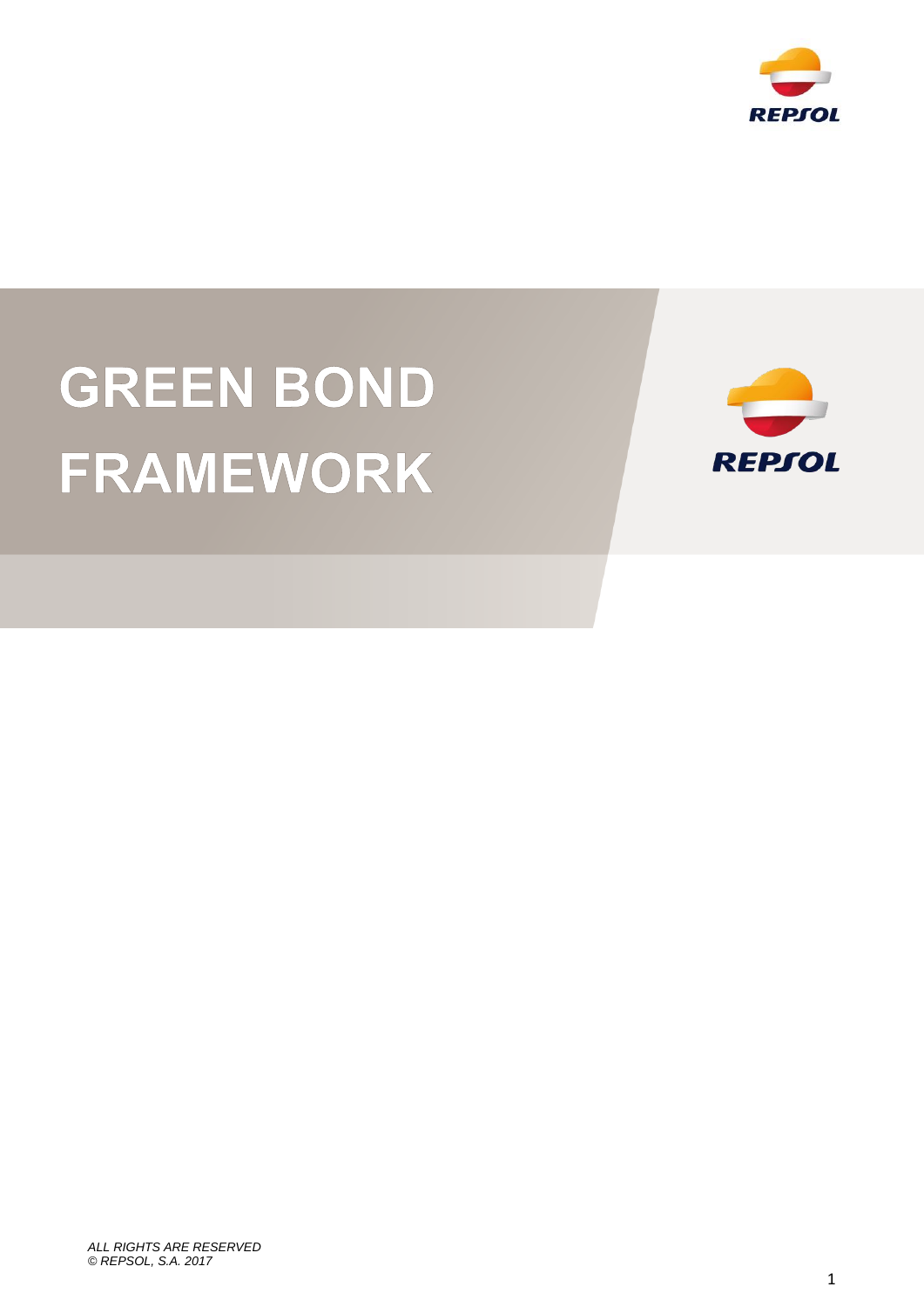# GREEN BOND FRAMEWORK

*ALL RIGHTS ARE RESERVED*
*© REPSOL, S.A. 2017*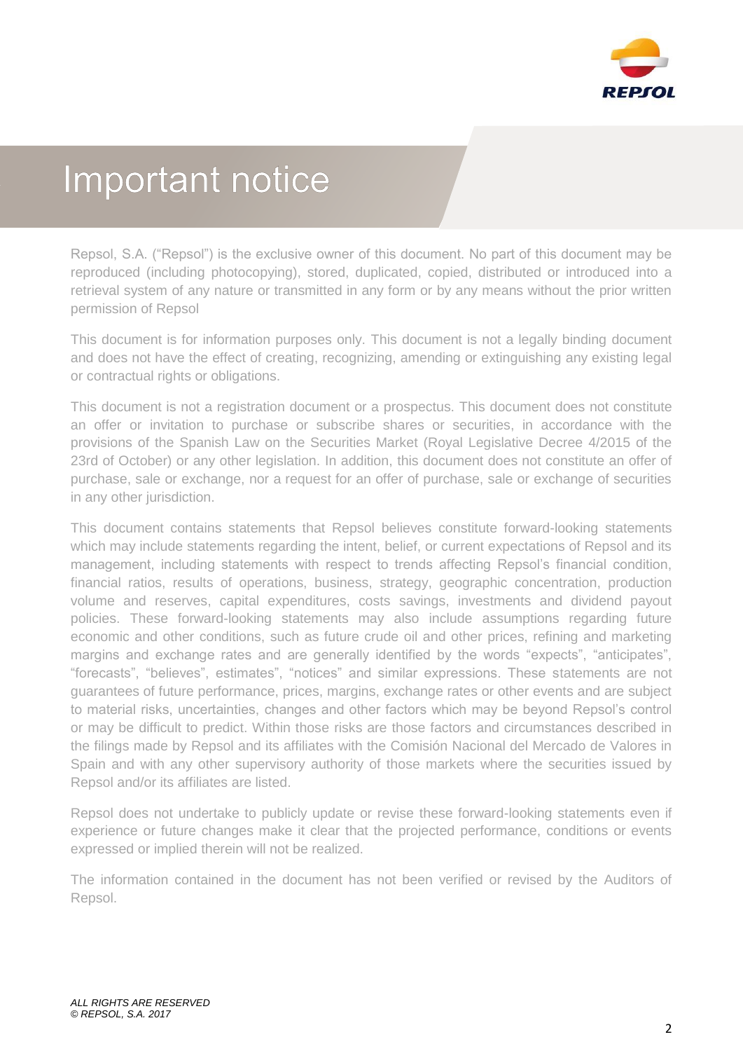# Important notice

Repsol, S.A. ("Repsol") is the exclusive owner of this document. No part of this document may be reproduced (including photocopying), stored, duplicated, copied, distributed or introduced into a retrieval system of any nature or transmitted in any form or by any means without the prior written permission of Repsol

This document is for information purposes only. This document is not a legally binding document and does not have the effect of creating, recognizing, amending or extinguishing any existing legal or contractual rights or obligations.

This document is not a registration document or a prospectus. This document does not constitute an offer or invitation to purchase or subscribe shares or securities, in accordance with the provisions of the Spanish Law on the Securities Market (Royal Legislative Decree 4/2015 of the 23rd of October) or any other legislation. In addition, this document does not constitute an offer of purchase, sale or exchange, nor a request for an offer of purchase, sale or exchange of securities in any other jurisdiction.

This document contains statements that Repsol believes constitute forward-looking statements which may include statements regarding the intent, belief, or current expectations of Repsol and its management, including statements with respect to trends affecting Repsol's financial condition, financial ratios, results of operations, business, strategy, geographic concentration, production volume and reserves, capital expenditures, costs savings, investments and dividend payout policies. These forward-looking statements may also include assumptions regarding future economic and other conditions, such as future crude oil and other prices, refining and marketing margins and exchange rates and are generally identified by the words "expects", "anticipates", "forecasts", "believes", estimates", "notices" and similar expressions. These statements are not guarantees of future performance, prices, margins, exchange rates or other events and are subject to material risks, uncertainties, changes and other factors which may be beyond Repsol's control or may be difficult to predict. Within those risks are those factors and circumstances described in the filings made by Repsol and its affiliates with the Comisión Nacional del Mercado de Valores in Spain and with any other supervisory authority of those markets where the securities issued by Repsol and/or its affiliates are listed.

Repsol does not undertake to publicly update or revise these forward-looking statements even if experience or future changes make it clear that the projected performance, conditions or events expressed or implied therein will not be realized.

The information contained in the document has not been verified or revised by the Auditors of Repsol.

*ALL RIGHTS ARE RESERVED*
*© REPSOL, S.A. 2017*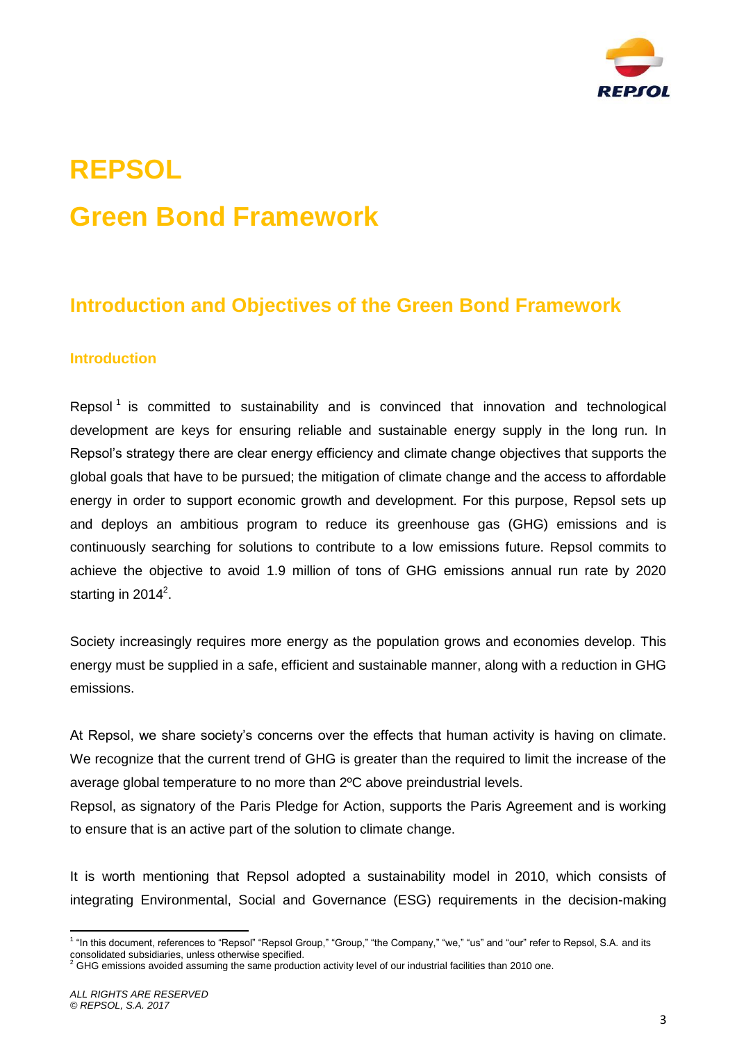# REPSOL

# Green Bond Framework

## Introduction and Objectives of the Green Bond Framework

### Introduction

Repsol[1] is committed to sustainability and is convinced that innovation and technological development are keys for ensuring reliable and sustainable energy supply in the long run. In Repsol's strategy there are clear energy efficiency and climate change objectives that supports the global goals that have to be pursued; the mitigation of climate change and the access to affordable energy in order to support economic growth and development. For this purpose, Repsol sets up and deploys an ambitious program to reduce its greenhouse gas (GHG) emissions and is continuously searching for solutions to contribute to a low emissions future. Repsol commits to achieve the objective to avoid 1.9 million of tons of GHG emissions annual run rate by 2020 starting in 2014[2].

Society increasingly requires more energy as the population grows and economies develop. This energy must be supplied in a safe, efficient and sustainable manner, along with a reduction in GHG emissions.

At Repsol, we share society's concerns over the effects that human activity is having on climate. We recognize that the current trend of GHG is greater than the required to limit the increase of the average global temperature to no more than 2ºC above preindustrial levels.

Repsol, as signatory of the Paris Pledge for Action, supports the Paris Agreement and is working to ensure that is an active part of the solution to climate change.

It is worth mentioning that Repsol adopted a sustainability model in 2010, which consists of integrating Environmental, Social and Governance (ESG) requirements in the decision-making

---

[1] "In this document, references to "Repsol" "Repsol Group," "Group," "the Company," "we," "us" and "our" refer to Repsol, S.A. and its consolidated subsidiaries, unless otherwise specified.

[2] GHG emissions avoided assuming the same production activity level of our industrial facilities than 2010 one.

*ALL RIGHTS ARE RESERVED*
*© REPSOL, S.A. 2017*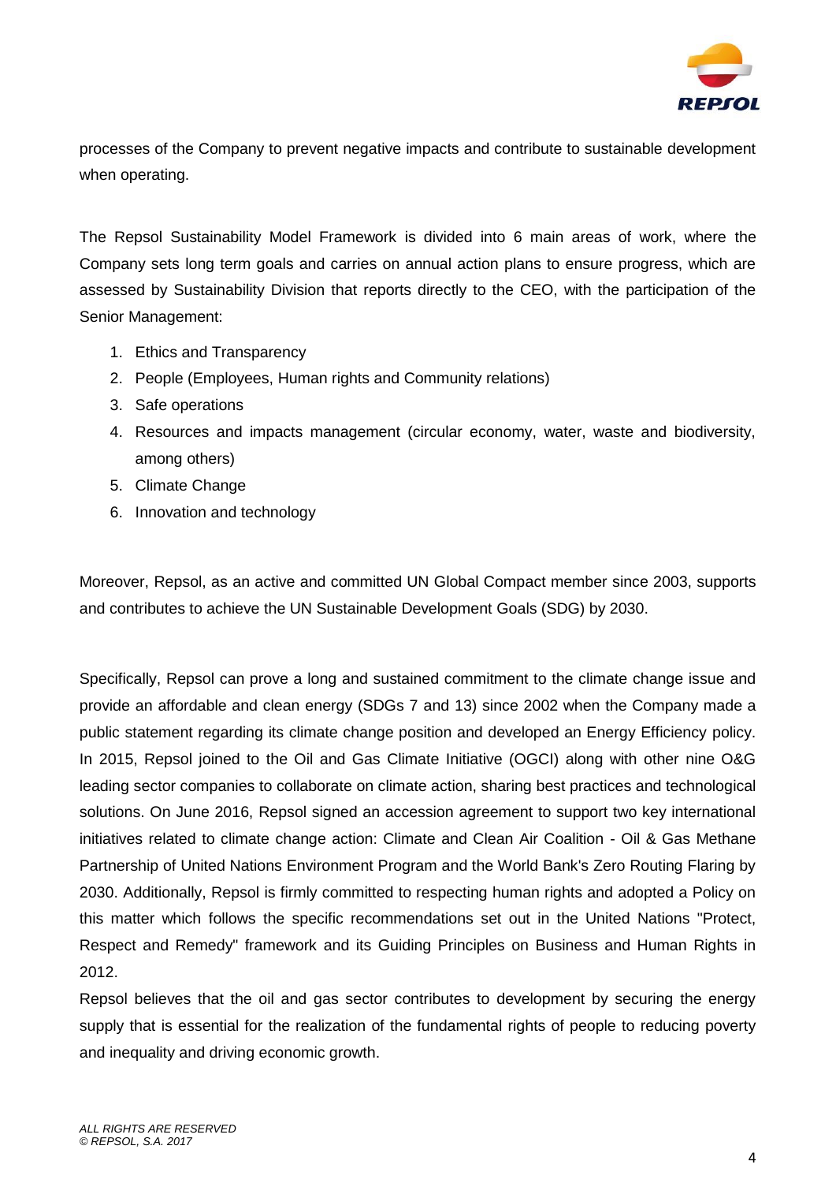processes of the Company to prevent negative impacts and contribute to sustainable development when operating.

The Repsol Sustainability Model Framework is divided into 6 main areas of work, where the Company sets long term goals and carries on annual action plans to ensure progress, which are assessed by Sustainability Division that reports directly to the CEO, with the participation of the Senior Management:

1. Ethics and Transparency
2. People (Employees, Human rights and Community relations)
3. Safe operations
4. Resources and impacts management (circular economy, water, waste and biodiversity, among others)
5. Climate Change
6. Innovation and technology

Moreover, Repsol, as an active and committed UN Global Compact member since 2003, supports and contributes to achieve the UN Sustainable Development Goals (SDG) by 2030.

Specifically, Repsol can prove a long and sustained commitment to the climate change issue and provide an affordable and clean energy (SDGs 7 and 13) since 2002 when the Company made a public statement regarding its climate change position and developed an Energy Efficiency policy. In 2015, Repsol joined to the Oil and Gas Climate Initiative (OGCI) along with other nine O&G leading sector companies to collaborate on climate action, sharing best practices and technological solutions. On June 2016, Repsol signed an accession agreement to support two key international initiatives related to climate change action: Climate and Clean Air Coalition - Oil & Gas Methane Partnership of United Nations Environment Program and the World Bank's Zero Routing Flaring by 2030. Additionally, Repsol is firmly committed to respecting human rights and adopted a Policy on this matter which follows the specific recommendations set out in the United Nations "Protect, Respect and Remedy" framework and its Guiding Principles on Business and Human Rights in 2012.

Repsol believes that the oil and gas sector contributes to development by securing the energy supply that is essential for the realization of the fundamental rights of people to reducing poverty and inequality and driving economic growth.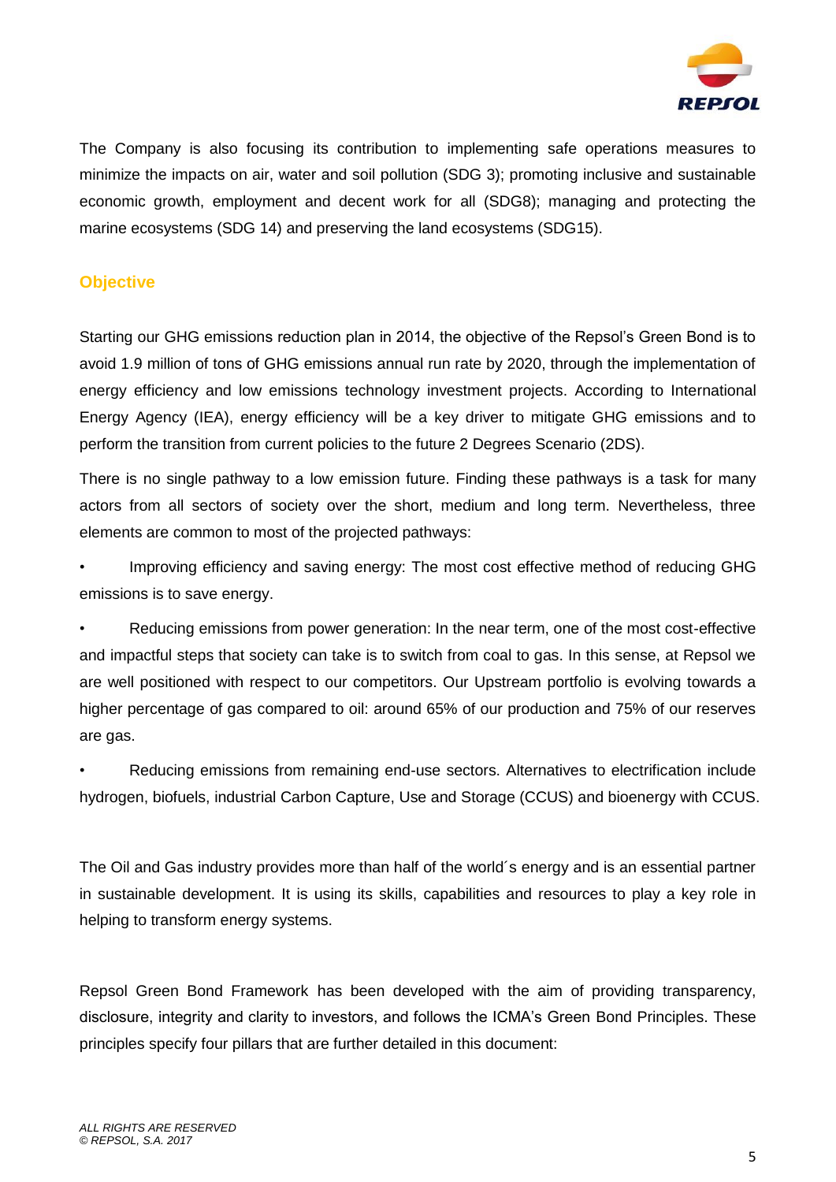The Company is also focusing its contribution to implementing safe operations measures to minimize the impacts on air, water and soil pollution (SDG 3); promoting inclusive and sustainable economic growth, employment and decent work for all (SDG8); managing and protecting the marine ecosystems (SDG 14) and preserving the land ecosystems (SDG15).

## Objective

Starting our GHG emissions reduction plan in 2014, the objective of the Repsol's Green Bond is to avoid 1.9 million of tons of GHG emissions annual run rate by 2020, through the implementation of energy efficiency and low emissions technology investment projects. According to International Energy Agency (IEA), energy efficiency will be a key driver to mitigate GHG emissions and to perform the transition from current policies to the future 2 Degrees Scenario (2DS).

There is no single pathway to a low emission future. Finding these pathways is a task for many actors from all sectors of society over the short, medium and long term. Nevertheless, three elements are common to most of the projected pathways:

- Improving efficiency and saving energy: The most cost effective method of reducing GHG emissions is to save energy.
- Reducing emissions from power generation: In the near term, one of the most cost-effective and impactful steps that society can take is to switch from coal to gas. In this sense, at Repsol we are well positioned with respect to our competitors. Our Upstream portfolio is evolving towards a higher percentage of gas compared to oil: around 65% of our production and 75% of our reserves are gas.
- Reducing emissions from remaining end-use sectors. Alternatives to electrification include hydrogen, biofuels, industrial Carbon Capture, Use and Storage (CCUS) and bioenergy with CCUS.

The Oil and Gas industry provides more than half of the world´s energy and is an essential partner in sustainable development. It is using its skills, capabilities and resources to play a key role in helping to transform energy systems.

Repsol Green Bond Framework has been developed with the aim of providing transparency, disclosure, integrity and clarity to investors, and follows the ICMA's Green Bond Principles. These principles specify four pillars that are further detailed in this document: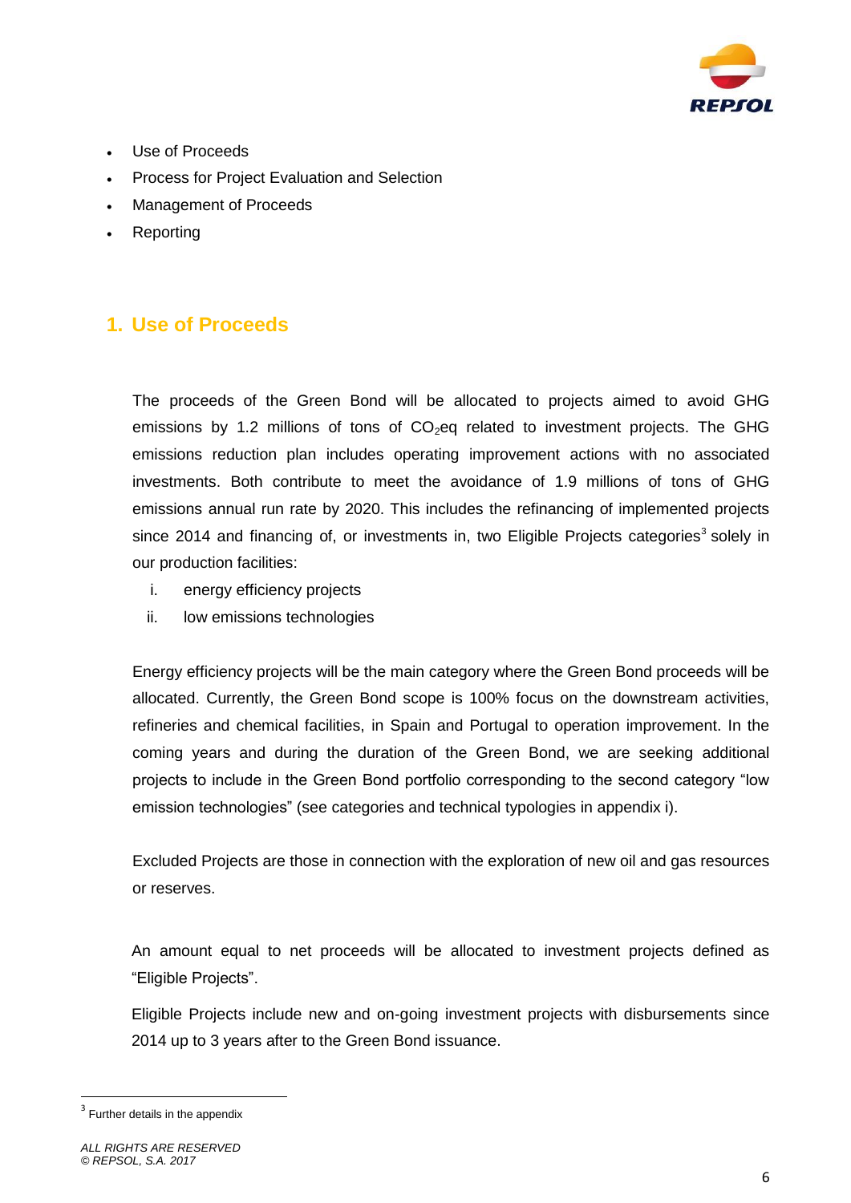- Use of Proceeds
- Process for Project Evaluation and Selection
- Management of Proceeds
- Reporting

## 1. Use of Proceeds

The proceeds of the Green Bond will be allocated to projects aimed to avoid GHG emissions by 1.2 millions of tons of $CO_2$eq related to investment projects. The GHG emissions reduction plan includes operating improvement actions with no associated investments. Both contribute to meet the avoidance of 1.9 millions of tons of GHG emissions annual run rate by 2020. This includes the refinancing of implemented projects since 2014 and financing of, or investments in, two Eligible Projects categories[3] solely in our production facilities:

i. energy efficiency projects
ii. low emissions technologies

Energy efficiency projects will be the main category where the Green Bond proceeds will be allocated. Currently, the Green Bond scope is 100% focus on the downstream activities, refineries and chemical facilities, in Spain and Portugal to operation improvement. In the coming years and during the duration of the Green Bond, we are seeking additional projects to include in the Green Bond portfolio corresponding to the second category "low emission technologies" (see categories and technical typologies in appendix i).

Excluded Projects are those in connection with the exploration of new oil and gas resources or reserves.

An amount equal to net proceeds will be allocated to investment projects defined as "Eligible Projects".

Eligible Projects include new and on-going investment projects with disbursements since 2014 up to 3 years after to the Green Bond issuance.

[3] Further details in the appendix

*ALL RIGHTS ARE RESERVED*
*© REPSOL, S.A. 2017*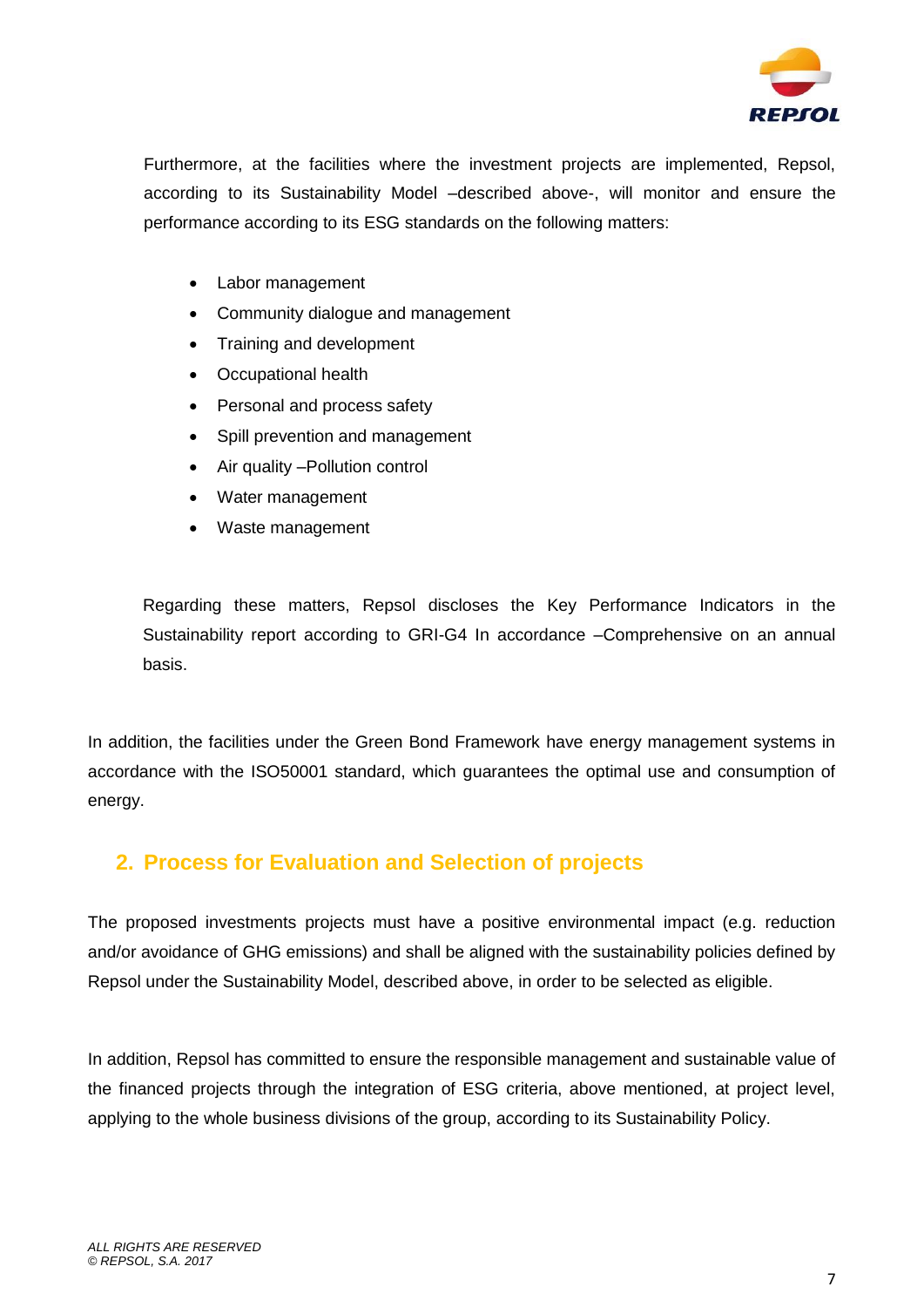Furthermore, at the facilities where the investment projects are implemented, Repsol, according to its Sustainability Model –described above-, will monitor and ensure the performance according to its ESG standards on the following matters:

- Labor management
- Community dialogue and management
- Training and development
- Occupational health
- Personal and process safety
- Spill prevention and management
- Air quality –Pollution control
- Water management
- Waste management

Regarding these matters, Repsol discloses the Key Performance Indicators in the Sustainability report according to GRI-G4 In accordance –Comprehensive on an annual basis.

In addition, the facilities under the Green Bond Framework have energy management systems in accordance with the ISO50001 standard, which guarantees the optimal use and consumption of energy.

## 2. Process for Evaluation and Selection of projects

The proposed investments projects must have a positive environmental impact (e.g. reduction and/or avoidance of GHG emissions) and shall be aligned with the sustainability policies defined by Repsol under the Sustainability Model, described above, in order to be selected as eligible.

In addition, Repsol has committed to ensure the responsible management and sustainable value of the financed projects through the integration of ESG criteria, above mentioned, at project level, applying to the whole business divisions of the group, according to its Sustainability Policy.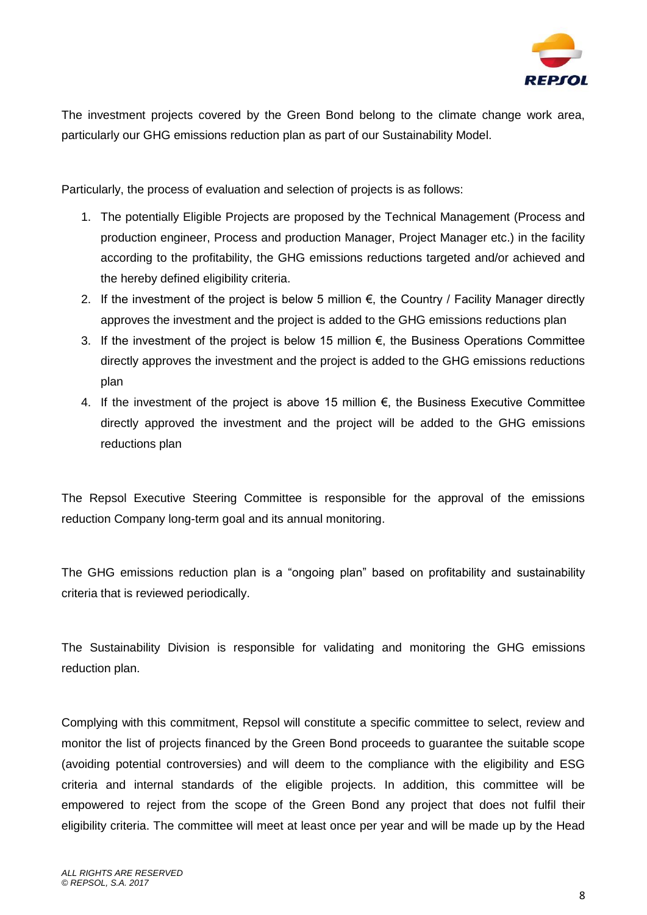The investment projects covered by the Green Bond belong to the climate change work area, particularly our GHG emissions reduction plan as part of our Sustainability Model.

Particularly, the process of evaluation and selection of projects is as follows:

1. The potentially Eligible Projects are proposed by the Technical Management (Process and production engineer, Process and production Manager, Project Manager etc.) in the facility according to the profitability, the GHG emissions reductions targeted and/or achieved and the hereby defined eligibility criteria.
2. If the investment of the project is below 5 million €, the Country / Facility Manager directly approves the investment and the project is added to the GHG emissions reductions plan
3. If the investment of the project is below 15 million €, the Business Operations Committee directly approves the investment and the project is added to the GHG emissions reductions plan
4. If the investment of the project is above 15 million €, the Business Executive Committee directly approved the investment and the project will be added to the GHG emissions reductions plan

The Repsol Executive Steering Committee is responsible for the approval of the emissions reduction Company long-term goal and its annual monitoring.

The GHG emissions reduction plan is a "ongoing plan" based on profitability and sustainability criteria that is reviewed periodically.

The Sustainability Division is responsible for validating and monitoring the GHG emissions reduction plan.

Complying with this commitment, Repsol will constitute a specific committee to select, review and monitor the list of projects financed by the Green Bond proceeds to guarantee the suitable scope (avoiding potential controversies) and will deem to the compliance with the eligibility and ESG criteria and internal standards of the eligible projects. In addition, this committee will be empowered to reject from the scope of the Green Bond any project that does not fulfil their eligibility criteria. The committee will meet at least once per year and will be made up by the Head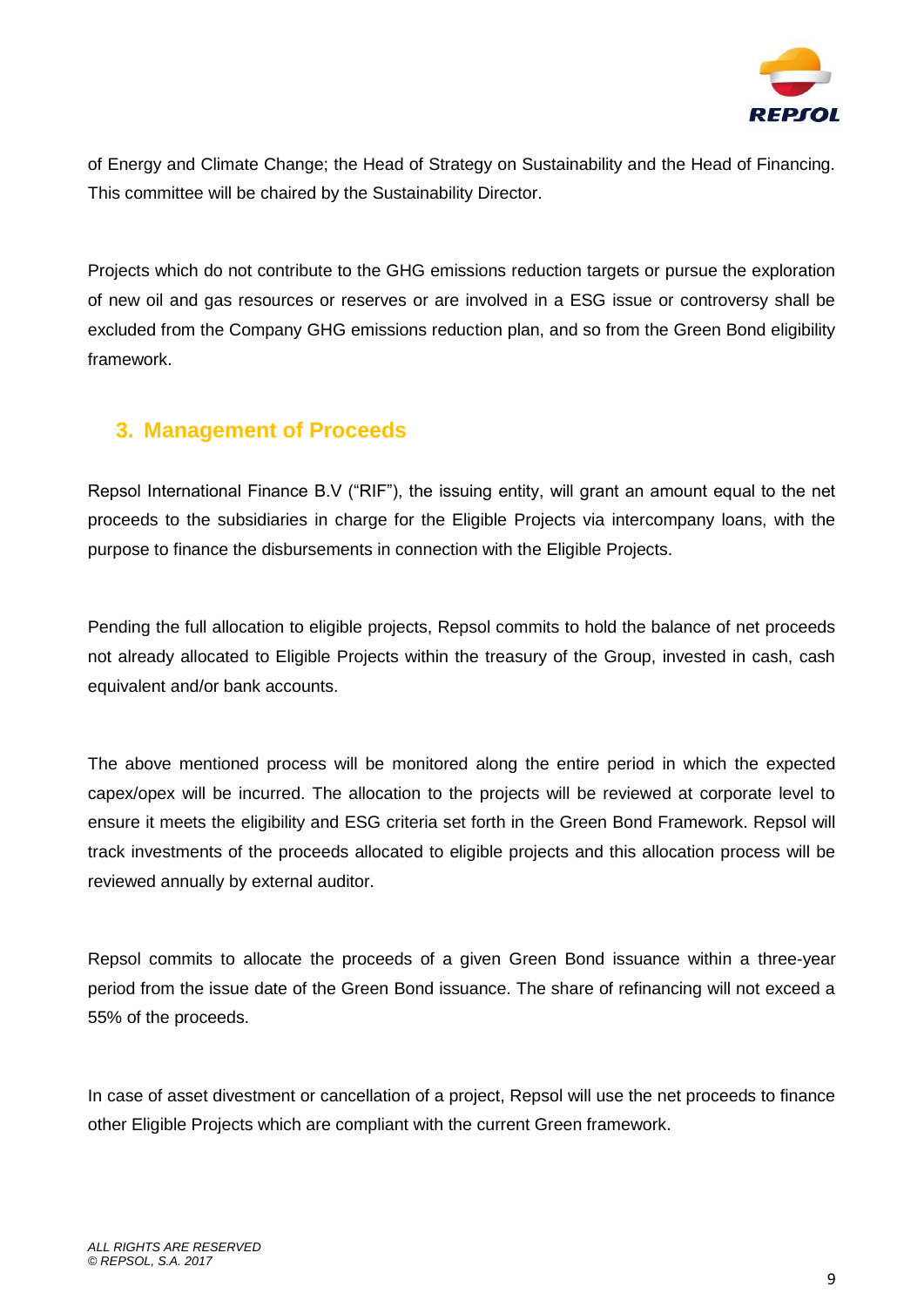of Energy and Climate Change; the Head of Strategy on Sustainability and the Head of Financing. This committee will be chaired by the Sustainability Director.

Projects which do not contribute to the GHG emissions reduction targets or pursue the exploration of new oil and gas resources or reserves or are involved in a ESG issue or controversy shall be excluded from the Company GHG emissions reduction plan, and so from the Green Bond eligibility framework.

## 3. Management of Proceeds

Repsol International Finance B.V ("RIF"), the issuing entity, will grant an amount equal to the net proceeds to the subsidiaries in charge for the Eligible Projects via intercompany loans, with the purpose to finance the disbursements in connection with the Eligible Projects.

Pending the full allocation to eligible projects, Repsol commits to hold the balance of net proceeds not already allocated to Eligible Projects within the treasury of the Group, invested in cash, cash equivalent and/or bank accounts.

The above mentioned process will be monitored along the entire period in which the expected capex/opex will be incurred. The allocation to the projects will be reviewed at corporate level to ensure it meets the eligibility and ESG criteria set forth in the Green Bond Framework. Repsol will track investments of the proceeds allocated to eligible projects and this allocation process will be reviewed annually by external auditor.

Repsol commits to allocate the proceeds of a given Green Bond issuance within a three-year period from the issue date of the Green Bond issuance. The share of refinancing will not exceed a 55% of the proceeds.

In case of asset divestment or cancellation of a project, Repsol will use the net proceeds to finance other Eligible Projects which are compliant with the current Green framework.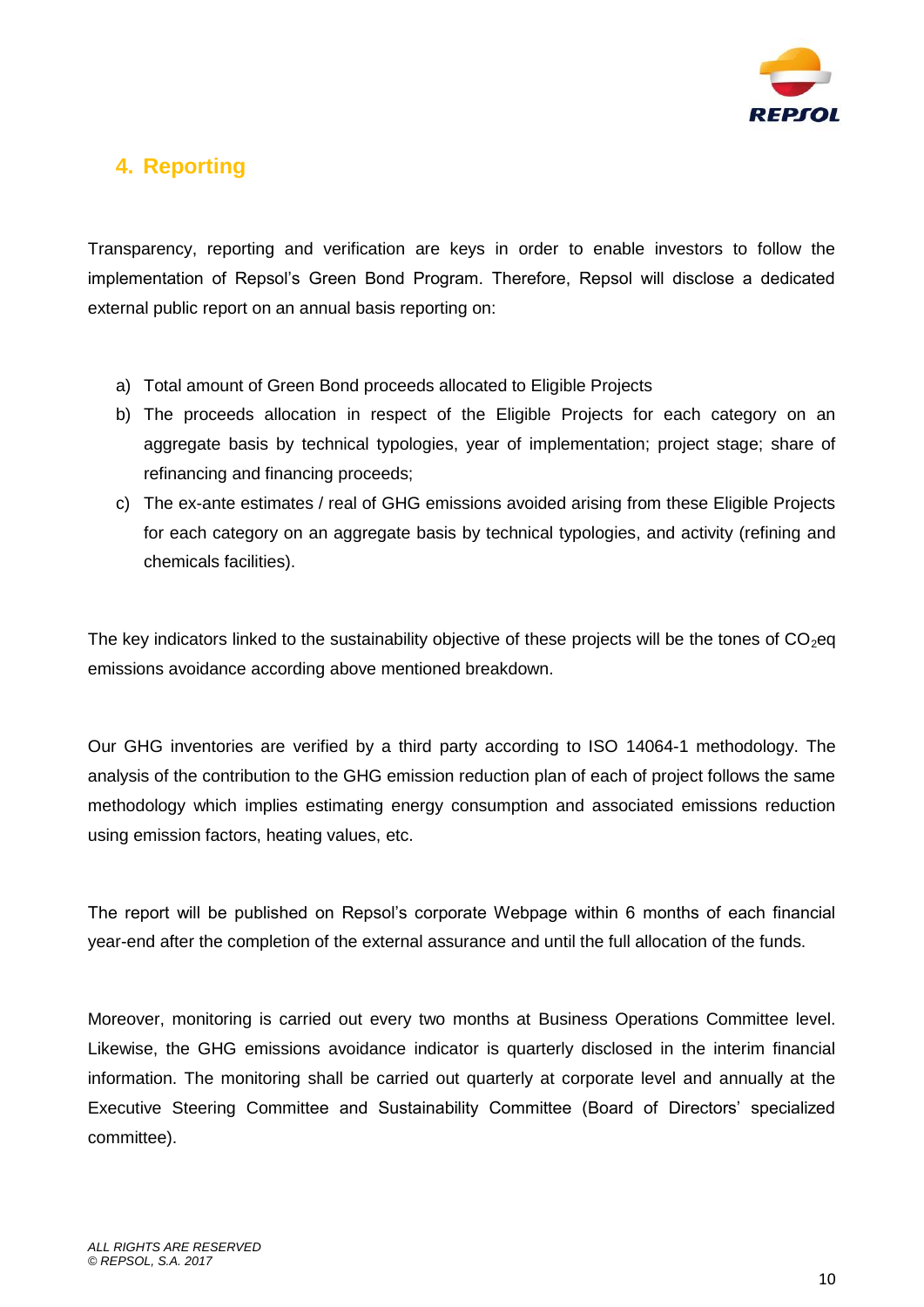## 4. Reporting

Transparency, reporting and verification are keys in order to enable investors to follow the implementation of Repsol's Green Bond Program. Therefore, Repsol will disclose a dedicated external public report on an annual basis reporting on:

a) Total amount of Green Bond proceeds allocated to Eligible Projects
b) The proceeds allocation in respect of the Eligible Projects for each category on an aggregate basis by technical typologies, year of implementation; project stage; share of refinancing and financing proceeds;
c) The ex-ante estimates / real of GHG emissions avoided arising from these Eligible Projects for each category on an aggregate basis by technical typologies, and activity (refining and chemicals facilities).

The key indicators linked to the sustainability objective of these projects will be the tones of $CO_2$eq emissions avoidance according above mentioned breakdown.

Our GHG inventories are verified by a third party according to ISO 14064-1 methodology. The analysis of the contribution to the GHG emission reduction plan of each of project follows the same methodology which implies estimating energy consumption and associated emissions reduction using emission factors, heating values, etc.

The report will be published on Repsol's corporate Webpage within 6 months of each financial year-end after the completion of the external assurance and until the full allocation of the funds.

Moreover, monitoring is carried out every two months at Business Operations Committee level. Likewise, the GHG emissions avoidance indicator is quarterly disclosed in the interim financial information. The monitoring shall be carried out quarterly at corporate level and annually at the Executive Steering Committee and Sustainability Committee (Board of Directors' specialized committee).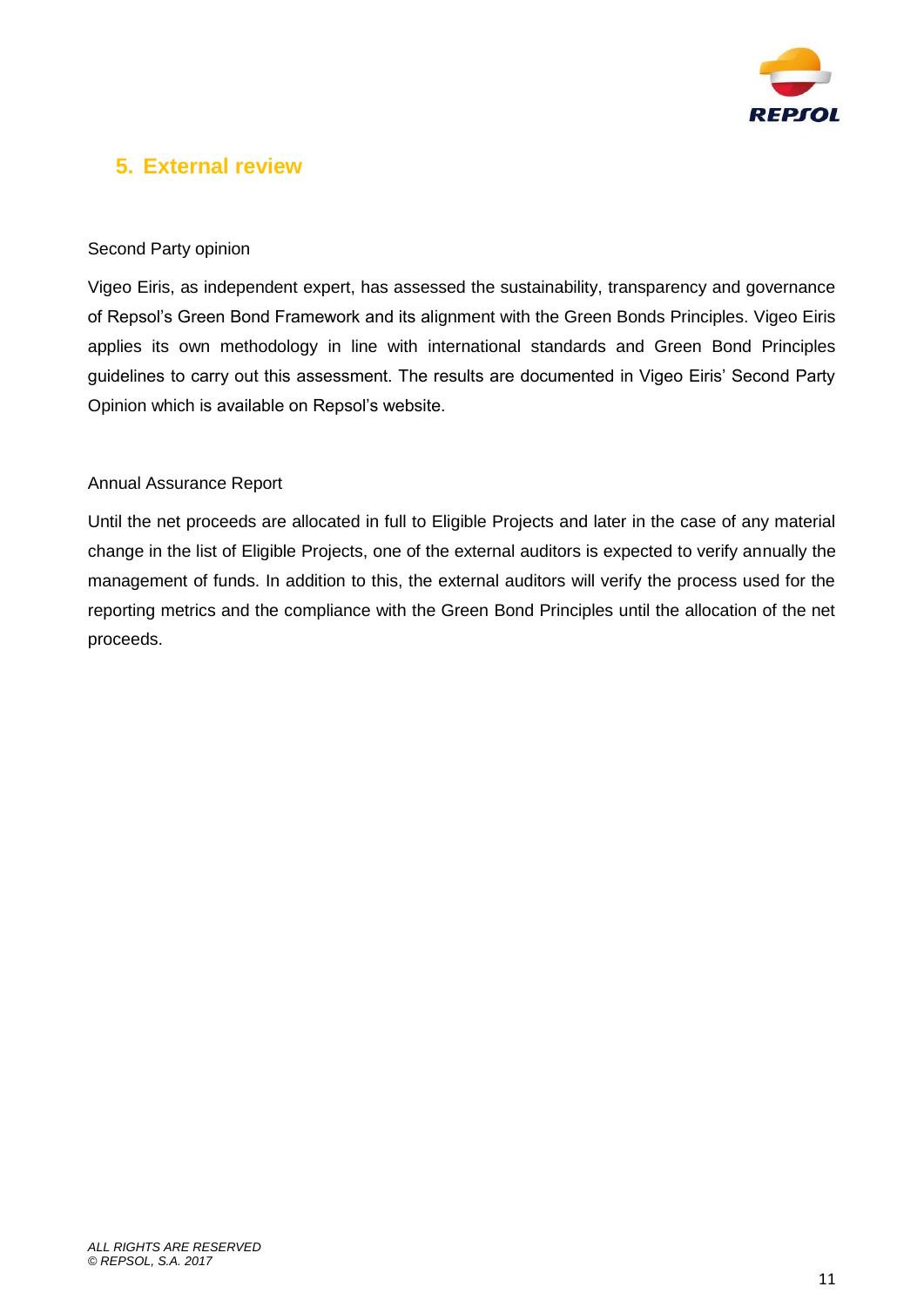## 5. External review

Second Party opinion

Vigeo Eiris, as independent expert, has assessed the sustainability, transparency and governance of Repsol's Green Bond Framework and its alignment with the Green Bonds Principles. Vigeo Eiris applies its own methodology in line with international standards and Green Bond Principles guidelines to carry out this assessment. The results are documented in Vigeo Eiris' Second Party Opinion which is available on Repsol's website.

Annual Assurance Report

Until the net proceeds are allocated in full to Eligible Projects and later in the case of any material change in the list of Eligible Projects, one of the external auditors is expected to verify annually the management of funds. In addition to this, the external auditors will verify the process used for the reporting metrics and the compliance with the Green Bond Principles until the allocation of the net proceeds.

*ALL RIGHTS ARE RESERVED*
*© REPSOL, S.A. 2017*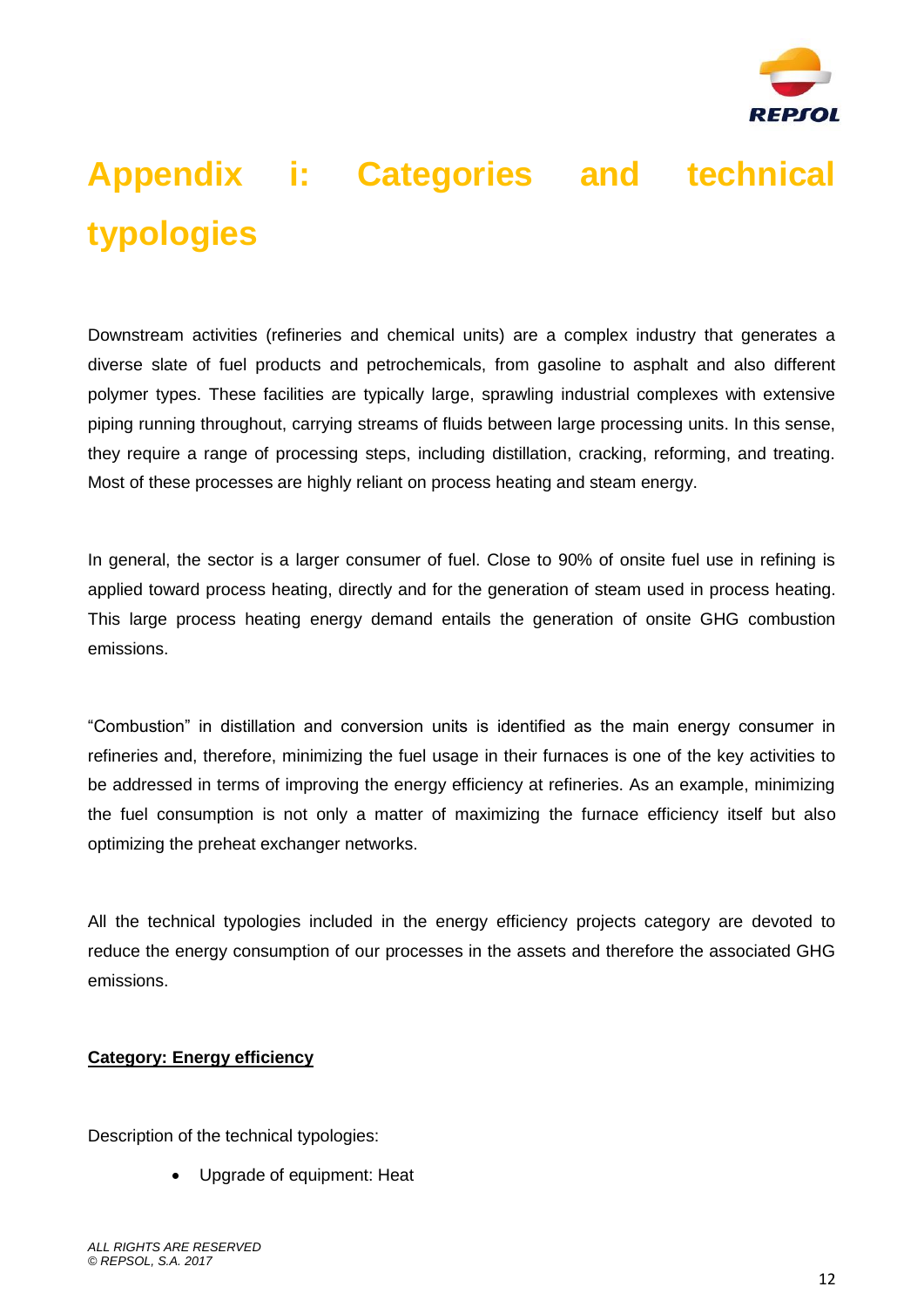# Appendix i: Categories and technical typologies

Downstream activities (refineries and chemical units) are a complex industry that generates a diverse slate of fuel products and petrochemicals, from gasoline to asphalt and also different polymer types. These facilities are typically large, sprawling industrial complexes with extensive piping running throughout, carrying streams of fluids between large processing units. In this sense, they require a range of processing steps, including distillation, cracking, reforming, and treating. Most of these processes are highly reliant on process heating and steam energy.

In general, the sector is a larger consumer of fuel. Close to 90% of onsite fuel use in refining is applied toward process heating, directly and for the generation of steam used in process heating. This large process heating energy demand entails the generation of onsite GHG combustion emissions.

"Combustion" in distillation and conversion units is identified as the main energy consumer in refineries and, therefore, minimizing the fuel usage in their furnaces is one of the key activities to be addressed in terms of improving the energy efficiency at refineries. As an example, minimizing the fuel consumption is not only a matter of maximizing the furnace efficiency itself but also optimizing the preheat exchanger networks.

All the technical typologies included in the energy efficiency projects category are devoted to reduce the energy consumption of our processes in the assets and therefore the associated GHG emissions.

**<u>Category: Energy efficiency</u>**

Description of the technical typologies:

- Upgrade of equipment: Heat

*ALL RIGHTS ARE RESERVED*
*© REPSOL, S.A. 2017*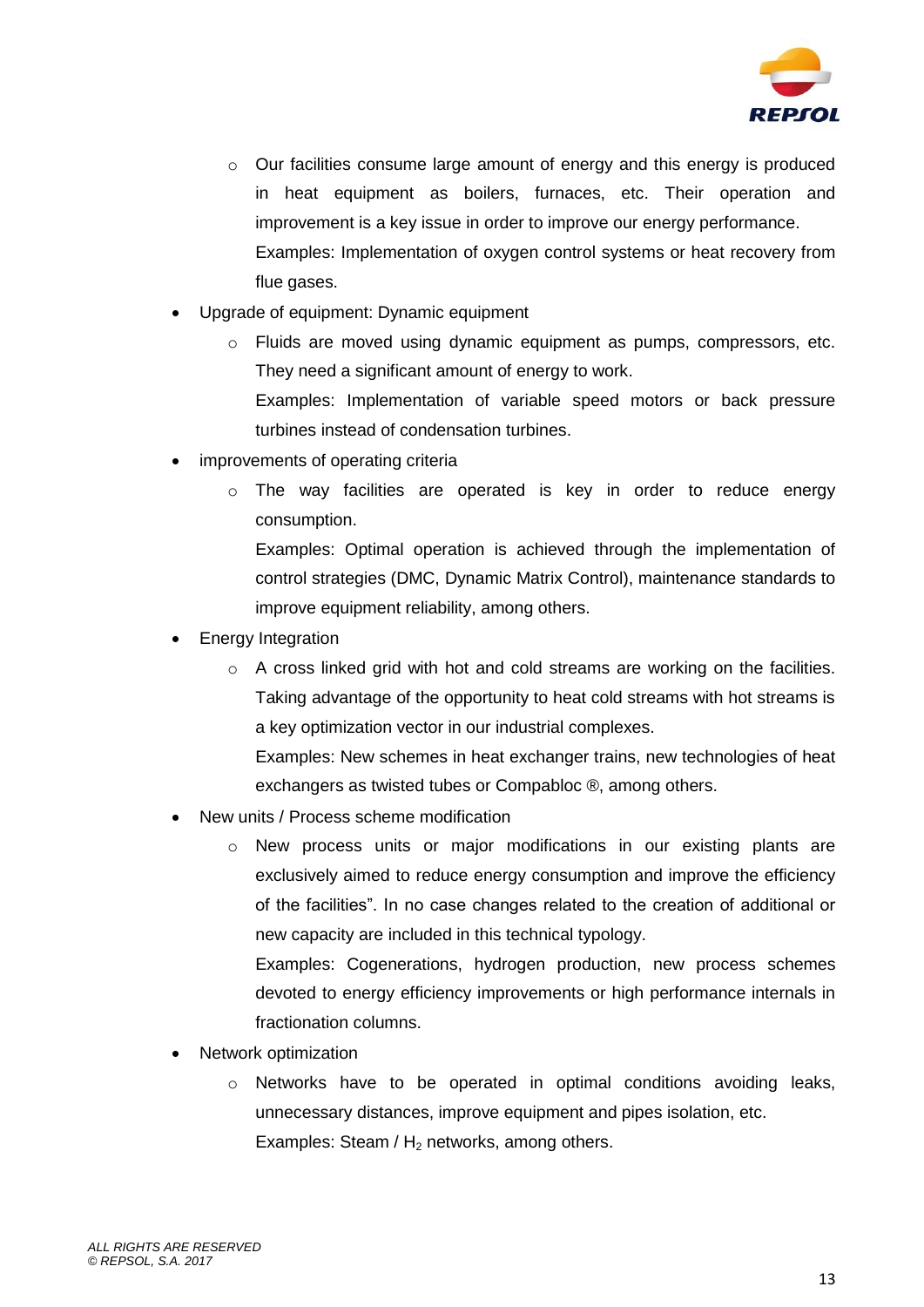- Our facilities consume large amount of energy and this energy is produced in heat equipment as boilers, furnaces, etc. Their operation and improvement is a key issue in order to improve our energy performance.
    Examples: Implementation of oxygen control systems or heat recovery from flue gases.
- Upgrade of equipment: Dynamic equipment
  - Fluids are moved using dynamic equipment as pumps, compressors, etc. They need a significant amount of energy to work.
    Examples: Implementation of variable speed motors or back pressure turbines instead of condensation turbines.
- improvements of operating criteria
  - The way facilities are operated is key in order to reduce energy consumption.
    Examples: Optimal operation is achieved through the implementation of control strategies (DMC, Dynamic Matrix Control), maintenance standards to improve equipment reliability, among others.
- Energy Integration
  - A cross linked grid with hot and cold streams are working on the facilities. Taking advantage of the opportunity to heat cold streams with hot streams is a key optimization vector in our industrial complexes.
    Examples: New schemes in heat exchanger trains, new technologies of heat exchangers as twisted tubes or Compabloc ®, among others.
- New units / Process scheme modification
  - New process units or major modifications in our existing plants are exclusively aimed to reduce energy consumption and improve the efficiency of the facilities". In no case changes related to the creation of additional or new capacity are included in this technical typology.
    Examples: Cogenerations, hydrogen production, new process schemes devoted to energy efficiency improvements or high performance internals in fractionation columns.
- Network optimization
  - Networks have to be operated in optimal conditions avoiding leaks, unnecessary distances, improve equipment and pipes isolation, etc.
    Examples: Steam / $H_2$ networks, among others.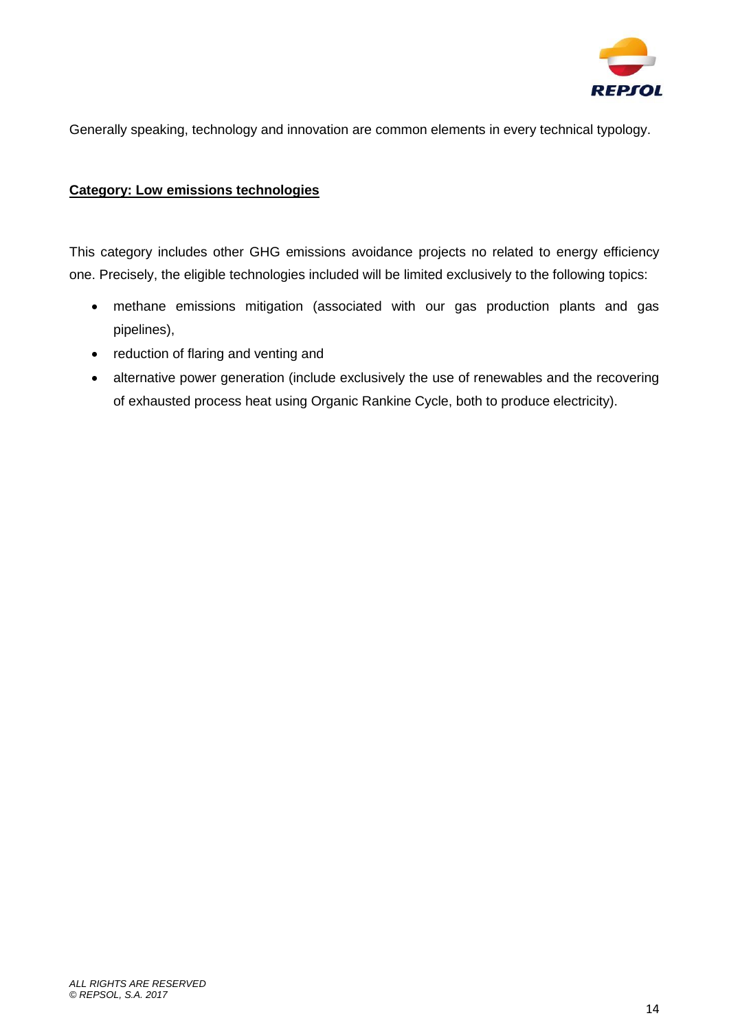Generally speaking, technology and innovation are common elements in every technical typology.

**Category: Low emissions technologies**

This category includes other GHG emissions avoidance projects no related to energy efficiency one. Precisely, the eligible technologies included will be limited exclusively to the following topics:

- methane emissions mitigation (associated with our gas production plants and gas pipelines),
- reduction of flaring and venting and
- alternative power generation (include exclusively the use of renewables and the recovering of exhausted process heat using Organic Rankine Cycle, both to produce electricity).

*ALL RIGHTS ARE RESERVED*
*© REPSOL, S.A. 2017*